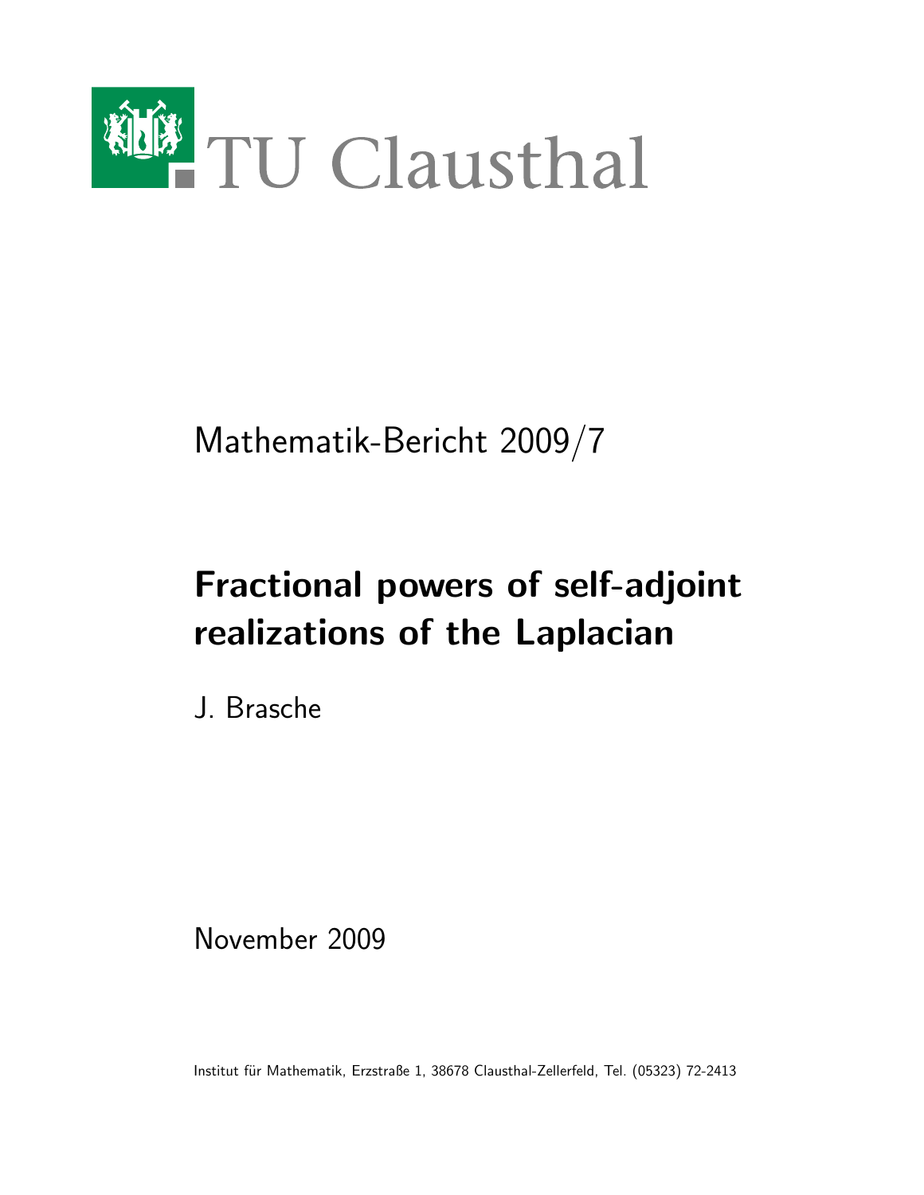TU Clausthal

Mathematik-Bericht 2009/7

# Fractional powers of self-adjoint realizations of the Laplacian

J. Brasche

November 2009

Institut für Mathematik, Erzstraße 1, 38678 Clausthal-Zellerfeld, Tel. (05323) 72-2413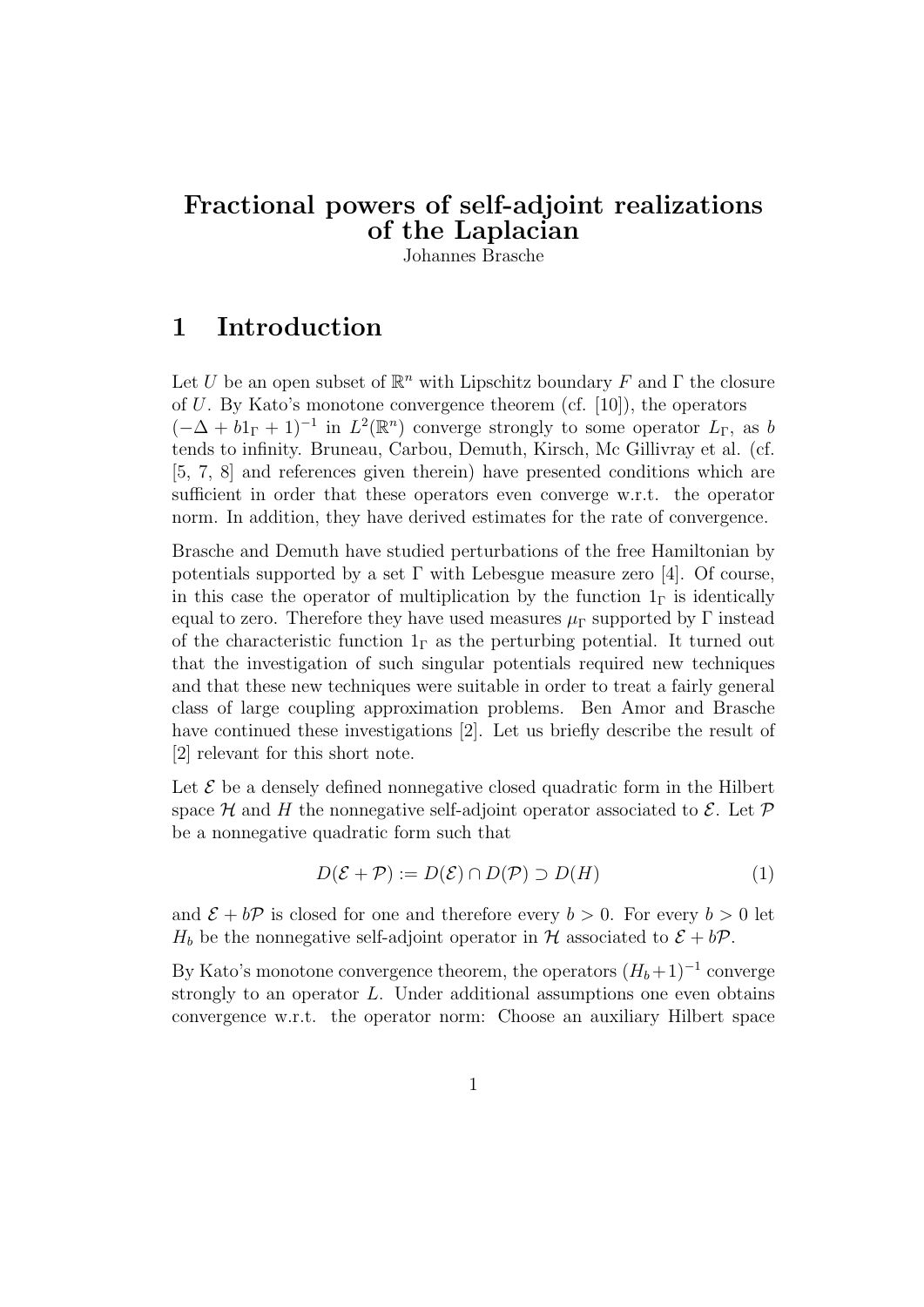# Fractional powers of self-adjoint realizations of the Laplacian

Johannes Brasche

## 1 Introduction

Let $U$ be an open subset of $\mathbb{R}^n$ with Lipschitz boundary $F$ and $\Gamma$ the closure of $U$. By Kato's monotone convergence theorem (cf. [10]), the operators $(-\Delta + b1_\Gamma + 1)^{-1}$ in $L^2(\mathbb{R}^n)$ converge strongly to some operator $L_\Gamma$, as $b$ tends to infinity. Bruneau, Carbou, Demuth, Kirsch, Mc Gillivray et al. (cf. [5, 7, 8] and references given therein) have presented conditions which are sufficient in order that these operators even converge w.r.t. the operator norm. In addition, they have derived estimates for the rate of convergence.

Brasche and Demuth have studied perturbations of the free Hamiltonian by potentials supported by a set $\Gamma$ with Lebesgue measure zero [4]. Of course, in this case the operator of multiplication by the function $1_\Gamma$ is identically equal to zero. Therefore they have used measures $\mu_\Gamma$ supported by $\Gamma$ instead of the characteristic function $1_\Gamma$ as the perturbing potential. It turned out that the investigation of such singular potentials required new techniques and that these new techniques were suitable in order to treat a fairly general class of large coupling approximation problems. Ben Amor and Brasche have continued these investigations [2]. Let us briefly describe the result of [2] relevant for this short note.

Let $\mathcal{E}$ be a densely defined nonnegative closed quadratic form in the Hilbert space $\mathcal{H}$ and $H$ the nonnegative self-adjoint operator associated to $\mathcal{E}$. Let $\mathcal{P}$ be a nonnegative quadratic form such that

$$D(\mathcal{E} + \mathcal{P}) := D(\mathcal{E}) \cap D(\mathcal{P}) \supset D(H) \tag{1}$$

and $\mathcal{E} + b\mathcal{P}$ is closed for one and therefore every $b > 0$. For every $b > 0$ let $H_b$ be the nonnegative self-adjoint operator in $\mathcal{H}$ associated to $\mathcal{E} + b\mathcal{P}$.

By Kato's monotone convergence theorem, the operators $(H_b+1)^{-1}$ converge strongly to an operator $L$. Under additional assumptions one even obtains convergence w.r.t. the operator norm: Choose an auxiliary Hilbert space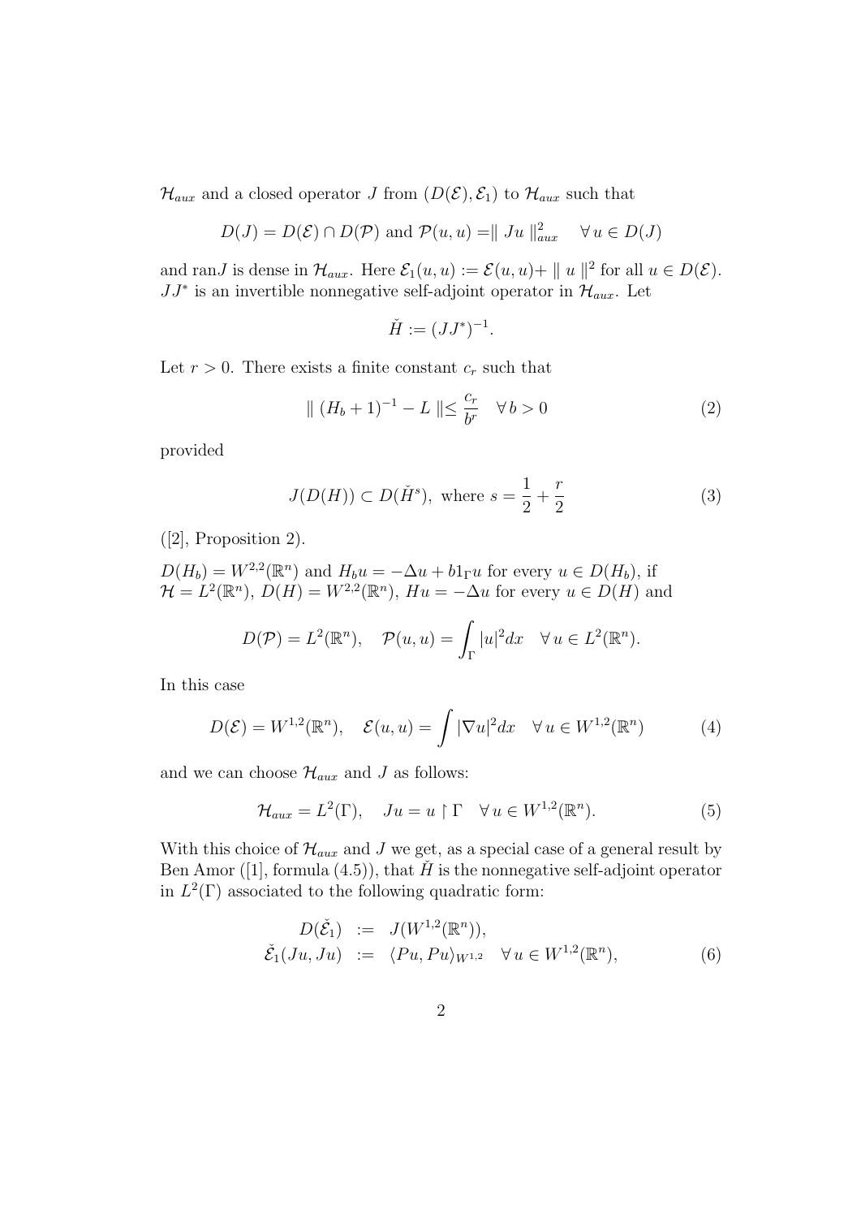$\mathcal{H}_{aux}$ and a closed operator $J$ from $(D(\mathcal{E}), \mathcal{E}_1)$ to $\mathcal{H}_{aux}$ such that

$$D(J) = D(\mathcal{E}) \cap D(\mathcal{P}) \text{ and } \mathcal{P}(u,u) = \| Ju \|_{aux}^2 \quad \forall\, u \in D(J)$$

and ran$J$ is dense in $\mathcal{H}_{aux}$. Here $\mathcal{E}_1(u,u) := \mathcal{E}(u,u) + \| u \|^2$ for all $u \in D(\mathcal{E})$. $JJ^*$ is an invertible nonnegative self-adjoint operator in $\mathcal{H}_{aux}$. Let

$$\check{H} := (JJ^*)^{-1}.$$

Let $r > 0$. There exists a finite constant $c_r$ such that

$$\| (H_b + 1)^{-1} - L \| \leq \frac{c_r}{b^r} \quad \forall\, b > 0 \tag{2}$$

provided

$$J(D(H)) \subset D(\check{H}^s), \text{ where } s = \frac{1}{2} + \frac{r}{2} \tag{3}$$

([2], Proposition 2).

$D(H_b) = W^{2,2}(\mathbb{R}^n)$ and $H_b u = -\Delta u + b 1_\Gamma u$ for every $u \in D(H_b)$, if $\mathcal{H} = L^2(\mathbb{R}^n)$, $D(H) = W^{2,2}(\mathbb{R}^n)$, $Hu = -\Delta u$ for every $u \in D(H)$ and

$$D(\mathcal{P}) = L^2(\mathbb{R}^n), \quad \mathcal{P}(u,u) = \int_\Gamma |u|^2 dx \quad \forall\, u \in L^2(\mathbb{R}^n).$$

In this case

$$D(\mathcal{E}) = W^{1,2}(\mathbb{R}^n), \quad \mathcal{E}(u,u) = \int |\nabla u|^2 dx \quad \forall\, u \in W^{1,2}(\mathbb{R}^n) \tag{4}$$

and we can choose $\mathcal{H}_{aux}$ and $J$ as follows:

$$\mathcal{H}_{aux} = L^2(\Gamma), \quad Ju = u \restriction \Gamma \quad \forall\, u \in W^{1,2}(\mathbb{R}^n). \tag{5}$$

With this choice of $\mathcal{H}_{aux}$ and $J$ we get, as a special case of a general result by Ben Amor ([1], formula (4.5)), that $\check{H}$ is the nonnegative self-adjoint operator in $L^2(\Gamma)$ associated to the following quadratic form:

$$\begin{aligned} D(\check{\mathcal{E}}_1) &:= J(W^{1,2}(\mathbb{R}^n)), \\ \check{\mathcal{E}}_1(Ju, Ju) &:= \langle Pu, Pu \rangle_{W^{1,2}} \quad \forall\, u \in W^{1,2}(\mathbb{R}^n), \end{aligned} \tag{6}$$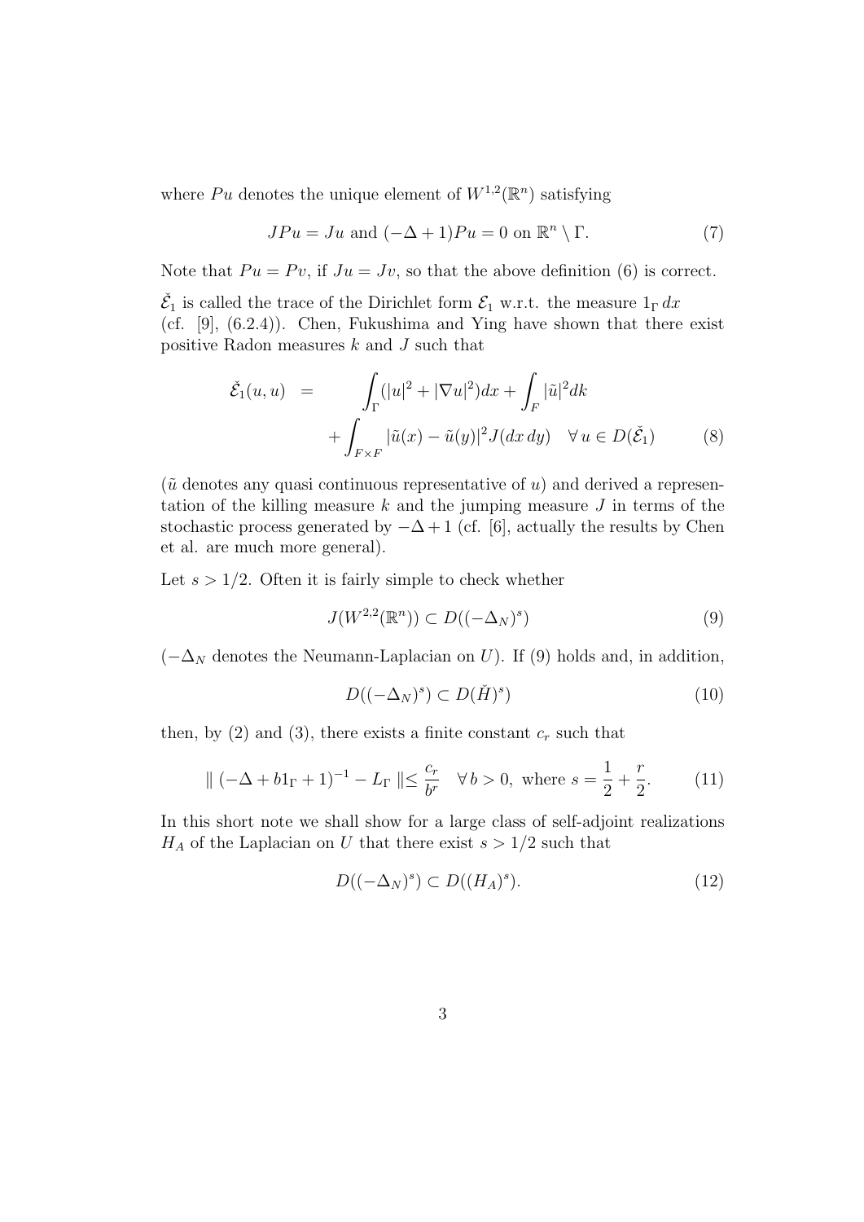where $Pu$ denotes the unique element of $W^{1,2}(\mathbb{R}^n)$ satisfying

$$JPu = Ju \text{ and } (-\Delta + 1)Pu = 0 \text{ on } \mathbb{R}^n \setminus \Gamma. \tag{7}$$

Note that $Pu = Pv$, if $Ju = Jv$, so that the above definition (6) is correct.

$\check{\mathcal{E}}_1$ is called the trace of the Dirichlet form $\mathcal{E}_1$ w.r.t. the measure $1_\Gamma \, dx$ (cf. [9], (6.2.4)). Chen, Fukushima and Ying have shown that there exist positive Radon measures $k$ and $J$ such that

$$\begin{aligned} \check{\mathcal{E}}_1(u,u) &= \int_\Gamma (|u|^2 + |\nabla u|^2)dx + \int_F |\tilde{u}|^2 dk \\ &\quad + \int_{F\times F} |\tilde{u}(x) - \tilde{u}(y)|^2 J(dx\,dy) \quad \forall\, u \in D(\check{\mathcal{E}}_1) \end{aligned} \tag{8}$$

($\tilde{u}$ denotes any quasi continuous representative of $u$) and derived a representation of the killing measure $k$ and the jumping measure $J$ in terms of the stochastic process generated by $-\Delta + 1$ (cf. [6], actually the results by Chen et al. are much more general).

Let $s > 1/2$. Often it is fairly simple to check whether

$$J(W^{2,2}(\mathbb{R}^n)) \subset D((-\Delta_N)^s) \tag{9}$$

($-\Delta_N$ denotes the Neumann-Laplacian on $U$). If (9) holds and, in addition,

$$D((-\Delta_N)^s) \subset D(\check{H})^s) \tag{10}$$

then, by (2) and (3), there exists a finite constant $c_r$ such that

$$\| (-\Delta + b1_\Gamma + 1)^{-1} - L_\Gamma \| \leq \frac{c_r}{b^r} \quad \forall\, b > 0, \text{ where } s = \frac{1}{2} + \frac{r}{2}. \tag{11}$$

In this short note we shall show for a large class of self-adjoint realizations $H_A$ of the Laplacian on $U$ that there exist $s > 1/2$ such that

$$D((-\Delta_N)^s) \subset D((H_A)^s). \tag{12}$$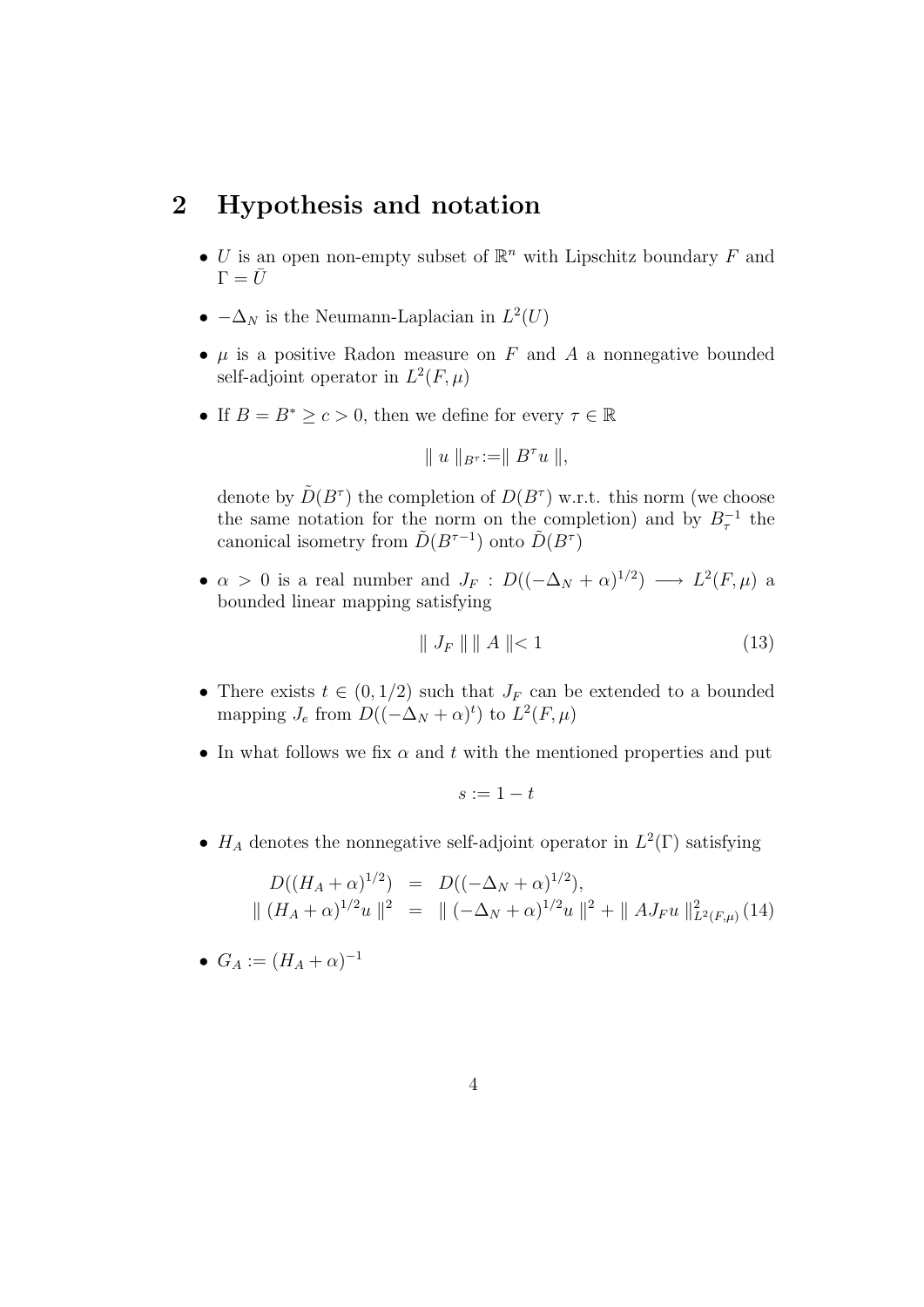## 2 Hypothesis and notation

- $U$ is an open non-empty subset of $\mathbb{R}^n$ with Lipschitz boundary $F$ and $\Gamma = \bar{U}$
- $-\Delta_N$ is the Neumann-Laplacian in $L^2(U)$
- $\mu$ is a positive Radon measure on $F$ and $A$ a nonnegative bounded self-adjoint operator in $L^2(F, \mu)$
- If $B = B^* \geq c > 0$, then we define for every $\tau \in \mathbb{R}$

$$\| u \|_{B^\tau} := \| B^\tau u \|,$$

  denote by $\tilde{D}(B^\tau)$ the completion of $D(B^\tau)$ w.r.t. this norm (we choose the same notation for the norm on the completion) and by $B_\tau^{-1}$ the canonical isometry from $\tilde{D}(B^{\tau-1})$ onto $\tilde{D}(B^\tau)$

- $\alpha > 0$ is a real number and $J_F : D((-\Delta_N + \alpha)^{1/2}) \longrightarrow L^2(F, \mu)$ a bounded linear mapping satisfying

$$\| J_F \| \| A \| < 1 \tag{13}$$

- There exists $t \in (0, 1/2)$ such that $J_F$ can be extended to a bounded mapping $J_e$ from $D((-\Delta_N + \alpha)^t)$ to $L^2(F, \mu)$
- In what follows we fix $\alpha$ and $t$ with the mentioned properties and put

$$s := 1 - t$$

- $H_A$ denotes the nonnegative self-adjoint operator in $L^2(\Gamma)$ satisfying

$$\begin{aligned} D((H_A + \alpha)^{1/2}) &= D((-\Delta_N + \alpha)^{1/2}), \\ \| (H_A + \alpha)^{1/2} u \|^2 &= \| (-\Delta_N + \alpha)^{1/2} u \|^2 + \| A J_F u \|^2_{L^2(F,\mu)} \end{aligned} \tag{14}$$

- $G_A := (H_A + \alpha)^{-1}$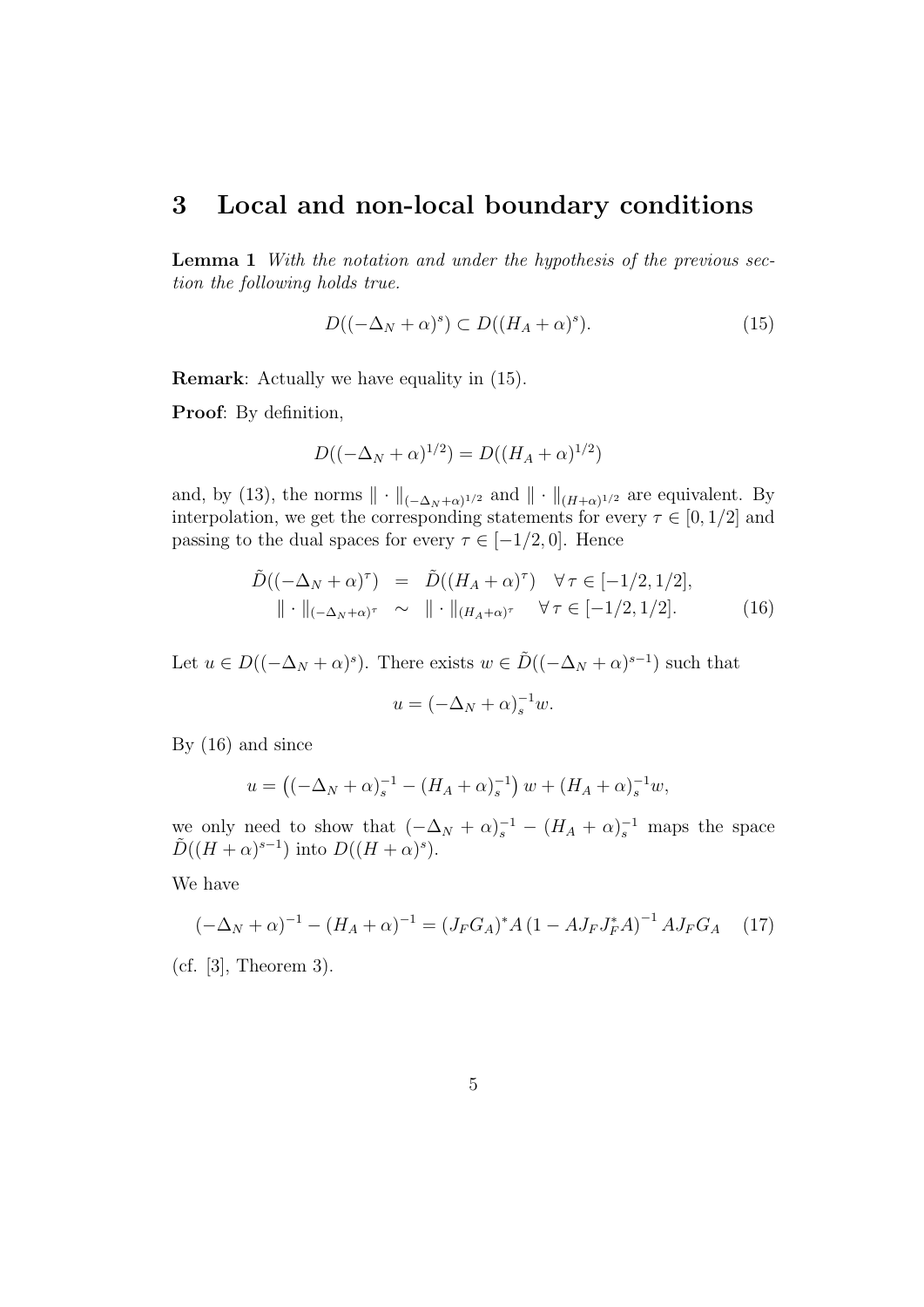# 3 Local and non-local boundary conditions

**Lemma 1** *With the notation and under the hypothesis of the previous section the following holds true.*

$$D((-\Delta_N + \alpha)^s) \subset D((H_A + \alpha)^s). \tag{15}$$

**Remark**: Actually we have equality in (15).

**Proof**: By definition,

$$D((-\Delta_N + \alpha)^{1/2}) = D((H_A + \alpha)^{1/2})$$

and, by (13), the norms $\| \cdot \|_{(-\Delta_N+\alpha)^{1/2}}$ and $\| \cdot \|_{(H+\alpha)^{1/2}}$ are equivalent. By interpolation, we get the corresponding statements for every $\tau \in [0, 1/2]$ and passing to the dual spaces for every $\tau \in [-1/2, 0]$. Hence

$$\begin{aligned} \tilde{D}((-\Delta_N + \alpha)^\tau) &= \tilde{D}((H_A + \alpha)^\tau) \quad \forall \, \tau \in [-1/2, 1/2], \\ \| \cdot \|_{(-\Delta_N+\alpha)^\tau} &\sim \| \cdot \|_{(H_A+\alpha)^\tau} \quad \forall \, \tau \in [-1/2, 1/2]. \end{aligned} \tag{16}$$

Let $u \in D((-\Delta_N + \alpha)^s)$. There exists $w \in \tilde{D}((-\Delta_N + \alpha)^{s-1})$ such that

$$u = (-\Delta_N + \alpha)_s^{-1} w.$$

By (16) and since

$$u = \left((-\Delta_N + \alpha)_s^{-1} - (H_A + \alpha)_s^{-1}\right) w + (H_A + \alpha)_s^{-1} w,$$

we only need to show that $(-\Delta_N + \alpha)_s^{-1} - (H_A + \alpha)_s^{-1}$ maps the space $\tilde{D}((H + \alpha)^{s-1})$ into $D((H + \alpha)^s)$.

We have

$$(-\Delta_N + \alpha)^{-1} - (H_A + \alpha)^{-1} = (J_F G_A)^* A \left(1 - A J_F J_F^* A\right)^{-1} A J_F G_A \tag{17}$$

(cf. [3], Theorem 3).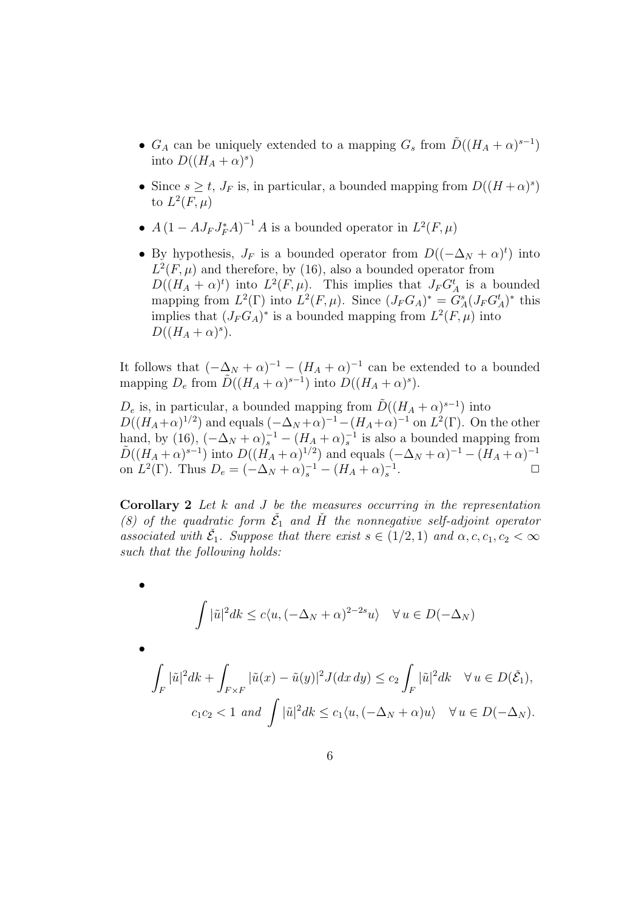- $G_A$ can be uniquely extended to a mapping $G_s$ from $\tilde{D}((H_A+\alpha)^{s-1})$ into $D((H_A+\alpha)^s)$
- Since $s \geq t$, $J_F$ is, in particular, a bounded mapping from $D((H+\alpha)^s)$ to $L^2(F,\mu)$
- $A\,(1 - AJ_F J_F^* A)^{-1}\,A$ is a bounded operator in $L^2(F,\mu)$
- By hypothesis, $J_F$ is a bounded operator from $D((-\Delta_N+\alpha)^t)$ into $L^2(F,\mu)$ and therefore, by (16), also a bounded operator from $D((H_A+\alpha)^t)$ into $L^2(F,\mu)$. This implies that $J_F G_A^t$ is a bounded mapping from $L^2(\Gamma)$ into $L^2(F,\mu)$. Since $(J_F G_A)^* = G_A^s (J_F G_A^t)^*$ this implies that $(J_F G_A)^*$ is a bounded mapping from $L^2(F,\mu)$ into $D((H_A+\alpha)^s)$.

It follows that $(-\Delta_N+\alpha)^{-1} - (H_A+\alpha)^{-1}$ can be extended to a bounded mapping $D_e$ from $\tilde{D}((H_A+\alpha)^{s-1})$ into $D((H_A+\alpha)^s)$.

$D_e$ is, in particular, a bounded mapping from $\tilde{D}((H_A+\alpha)^{s-1})$ into $D((H_A+\alpha)^{1/2})$ and equals $(-\Delta_N+\alpha)^{-1} - (H_A+\alpha)^{-1}$ on $L^2(\Gamma)$. On the other hand, by (16), $(-\Delta_N+\alpha)_s^{-1} - (H_A+\alpha)_s^{-1}$ is also a bounded mapping from $\tilde{D}((H_A+\alpha)^{s-1})$ into $D((H_A+\alpha)^{1/2})$ and equals $(-\Delta_N+\alpha)^{-1} - (H_A+\alpha)^{-1}$ on $L^2(\Gamma)$. Thus $D_e = (-\Delta_N+\alpha)_s^{-1} - (H_A+\alpha)_s^{-1}$. $\square$

**Corollary 2** *Let $k$ and $J$ be the measures occurring in the representation (8) of the quadratic form $\check{\mathcal{E}}_1$ and $\check{H}$ the nonnegative self-adjoint operator associated with $\check{\mathcal{E}}_1$. Suppose that there exist $s \in (1/2, 1)$ and $\alpha, c, c_1, c_2 < \infty$ such that the following holds:*

- $$\int |\tilde{u}|^2 dk \leq c\langle u, (-\Delta_N+\alpha)^{2-2s} u\rangle \quad \forall\, u \in D(-\Delta_N)$$

- $$\int_F |\tilde{u}|^2 dk + \int_{F\times F} |\tilde{u}(x) - \tilde{u}(y)|^2 J(dx\,dy) \leq c_2 \int_F |\tilde{u}|^2 dk \quad \forall\, u \in D(\check{\mathcal{E}}_1),$$
$$c_1 c_2 < 1 \text{ and } \int |\tilde{u}|^2 dk \leq c_1 \langle u, (-\Delta_N+\alpha) u\rangle \quad \forall\, u \in D(-\Delta_N).$$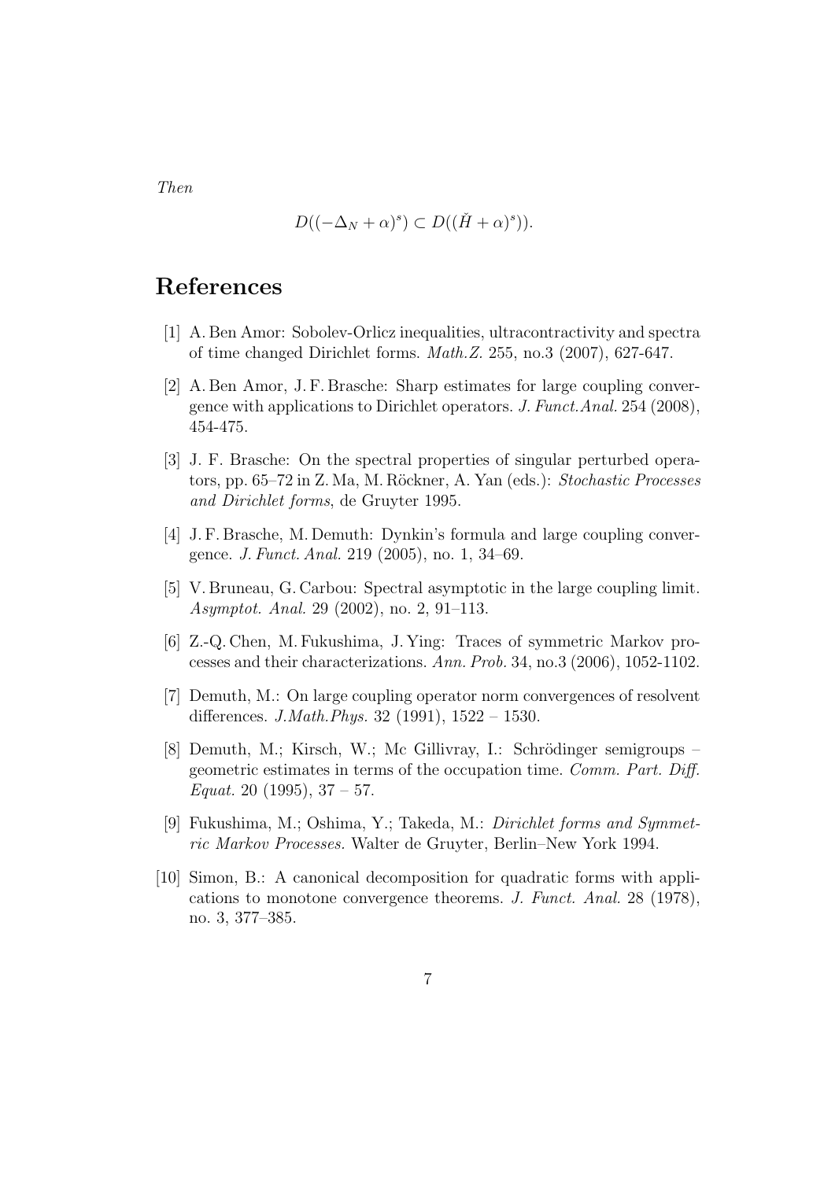*Then*

$$D((-\Delta_N + \alpha)^s) \subset D((\check{H} + \alpha)^s)).$$

# References

[1] A. Ben Amor: Sobolev-Orlicz inequalities, ultracontractivity and spectra of time changed Dirichlet forms. *Math.Z.* 255, no.3 (2007), 627-647.

[2] A. Ben Amor, J. F. Brasche: Sharp estimates for large coupling convergence with applications to Dirichlet operators. *J. Funct.Anal.* 254 (2008), 454-475.

[3] J. F. Brasche: On the spectral properties of singular perturbed operators, pp. 65–72 in Z. Ma, M. Röckner, A. Yan (eds.): *Stochastic Processes and Dirichlet forms*, de Gruyter 1995.

[4] J. F. Brasche, M. Demuth: Dynkin's formula and large coupling convergence. *J. Funct. Anal.* 219 (2005), no. 1, 34–69.

[5] V. Bruneau, G. Carbou: Spectral asymptotic in the large coupling limit. *Asymptot. Anal.* 29 (2002), no. 2, 91–113.

[6] Z.-Q. Chen, M. Fukushima, J. Ying: Traces of symmetric Markov processes and their characterizations. *Ann. Prob.* 34, no.3 (2006), 1052-1102.

[7] Demuth, M.: On large coupling operator norm convergences of resolvent differences. *J.Math.Phys.* 32 (1991), 1522 – 1530.

[8] Demuth, M.; Kirsch, W.; Mc Gillivray, I.: Schrödinger semigroups – geometric estimates in terms of the occupation time. *Comm. Part. Diff. Equat.* 20 (1995), 37 – 57.

[9] Fukushima, M.; Oshima, Y.; Takeda, M.: *Dirichlet forms and Symmetric Markov Processes.* Walter de Gruyter, Berlin–New York 1994.

[10] Simon, B.: A canonical decomposition for quadratic forms with applications to monotone convergence theorems. *J. Funct. Anal.* 28 (1978), no. 3, 377–385.